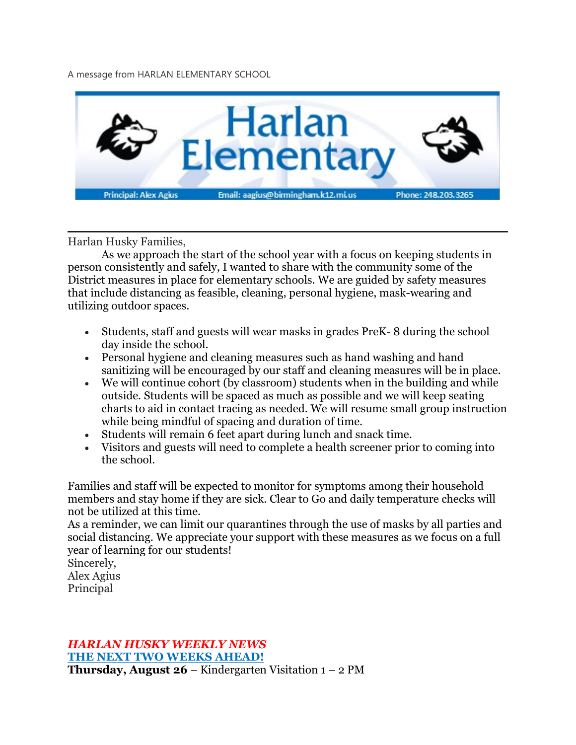A message from HARLAN ELEMENTARY SCHOOL

# Harlan Elementary

Principal: Alex Agius | Email: aagius@birmingham.k12.mi.us | Phone: 248.203.3265

---

Harlan Husky Families,

As we approach the start of the school year with a focus on keeping students in person consistently and safely, I wanted to share with the community some of the District measures in place for elementary schools. We are guided by safety measures that include distancing as feasible, cleaning, personal hygiene, mask-wearing and utilizing outdoor spaces.

- Students, staff and guests will wear masks in grades PreK- 8 during the school day inside the school.
- Personal hygiene and cleaning measures such as hand washing and hand sanitizing will be encouraged by our staff and cleaning measures will be in place.
- We will continue cohort (by classroom) students when in the building and while outside. Students will be spaced as much as possible and we will keep seating charts to aid in contact tracing as needed. We will resume small group instruction while being mindful of spacing and duration of time.
- Students will remain 6 feet apart during lunch and snack time.
- Visitors and guests will need to complete a health screener prior to coming into the school.

Families and staff will be expected to monitor for symptoms among their household members and stay home if they are sick. Clear to Go and daily temperature checks will not be utilized at this time.

As a reminder, we can limit our quarantines through the use of masks by all parties and social distancing. We appreciate your support with these measures as we focus on a full year of learning for our students!

Sincerely,
Alex Agius
Principal

***HARLAN HUSKY WEEKLY NEWS***

**THE NEXT TWO WEEKS AHEAD!**

**Thursday, August 26** – Kindergarten Visitation 1 – 2 PM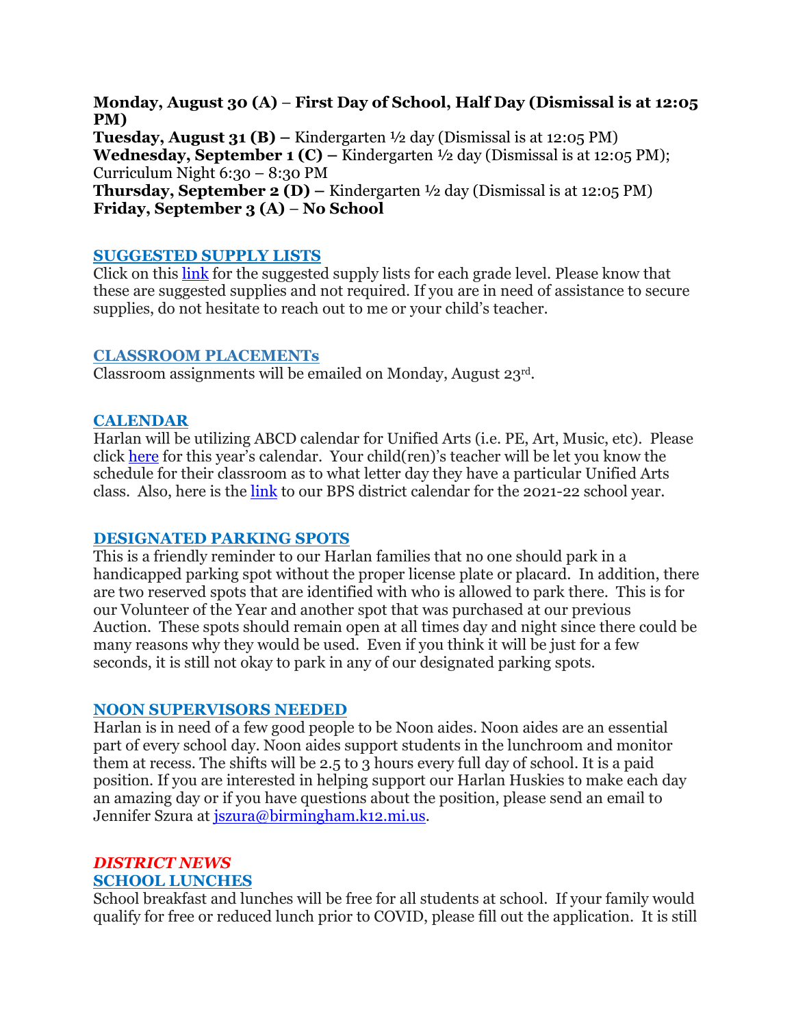**Monday, August 30 (A) – First Day of School, Half Day (Dismissal is at 12:05 PM)**
**Tuesday, August 31 (B) –** Kindergarten ½ day (Dismissal is at 12:05 PM)
**Wednesday, September 1 (C) –** Kindergarten ½ day (Dismissal is at 12:05 PM); Curriculum Night 6:30 – 8:30 PM
**Thursday, September 2 (D) –** Kindergarten ½ day (Dismissal is at 12:05 PM)
**Friday, September 3 (A) – No School**

## SUGGESTED SUPPLY LISTS

Click on this link for the suggested supply lists for each grade level. Please know that these are suggested supplies and not required. If you are in need of assistance to secure supplies, do not hesitate to reach out to me or your child's teacher.

## CLASSROOM PLACEMENTs

Classroom assignments will be emailed on Monday, August 23rd.

## CALENDAR

Harlan will be utilizing ABCD calendar for Unified Arts (i.e. PE, Art, Music, etc). Please click here for this year's calendar. Your child(ren)'s teacher will be let you know the schedule for their classroom as to what letter day they have a particular Unified Arts class. Also, here is the link to our BPS district calendar for the 2021-22 school year.

## DESIGNATED PARKING SPOTS

This is a friendly reminder to our Harlan families that no one should park in a handicapped parking spot without the proper license plate or placard. In addition, there are two reserved spots that are identified with who is allowed to park there. This is for our Volunteer of the Year and another spot that was purchased at our previous Auction. These spots should remain open at all times day and night since there could be many reasons why they would be used. Even if you think it will be just for a few seconds, it is still not okay to park in any of our designated parking spots.

## NOON SUPERVISORS NEEDED

Harlan is in need of a few good people to be Noon aides. Noon aides are an essential part of every school day. Noon aides support students in the lunchroom and monitor them at recess. The shifts will be 2.5 to 3 hours every full day of school. It is a paid position. If you are interested in helping support our Harlan Huskies to make each day an amazing day or if you have questions about the position, please send an email to Jennifer Szura at jszura@birmingham.k12.mi.us.

# *DISTRICT NEWS*

## SCHOOL LUNCHES

School breakfast and lunches will be free for all students at school. If your family would qualify for free or reduced lunch prior to COVID, please fill out the application. It is still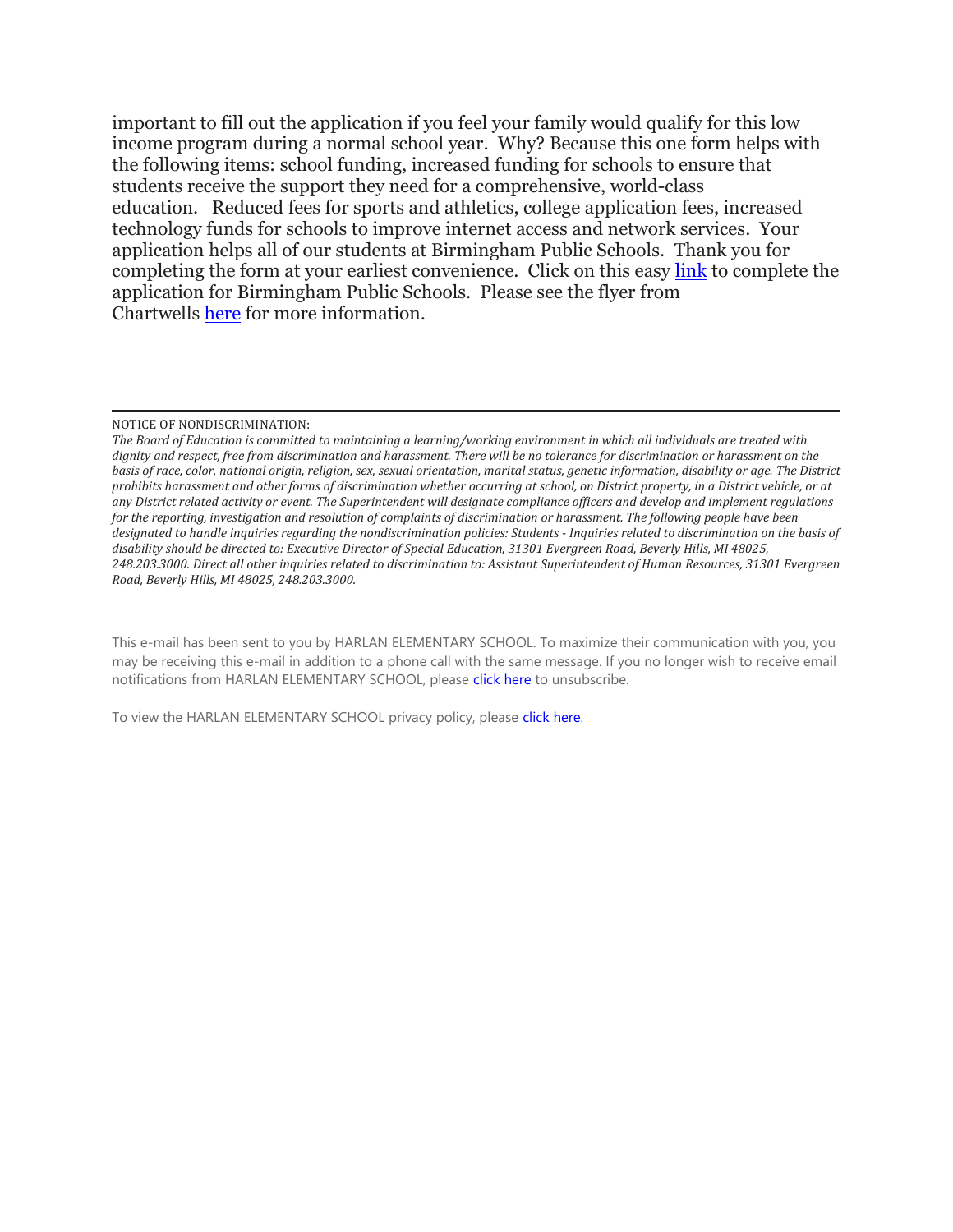important to fill out the application if you feel your family would qualify for this low income program during a normal school year. Why? Because this one form helps with the following items: school funding, increased funding for schools to ensure that students receive the support they need for a comprehensive, world-class education. Reduced fees for sports and athletics, college application fees, increased technology funds for schools to improve internet access and network services. Your application helps all of our students at Birmingham Public Schools. Thank you for completing the form at your earliest convenience. Click on this easy link to complete the application for Birmingham Public Schools. Please see the flyer from Chartwells here for more information.

---

NOTICE OF NONDISCRIMINATION:

*The Board of Education is committed to maintaining a learning/working environment in which all individuals are treated with dignity and respect, free from discrimination and harassment. There will be no tolerance for discrimination or harassment on the basis of race, color, national origin, religion, sex, sexual orientation, marital status, genetic information, disability or age. The District prohibits harassment and other forms of discrimination whether occurring at school, on District property, in a District vehicle, or at any District related activity or event. The Superintendent will designate compliance officers and develop and implement regulations for the reporting, investigation and resolution of complaints of discrimination or harassment. The following people have been designated to handle inquiries regarding the nondiscrimination policies: Students - Inquiries related to discrimination on the basis of disability should be directed to: Executive Director of Special Education, 31301 Evergreen Road, Beverly Hills, MI 48025, 248.203.3000. Direct all other inquiries related to discrimination to: Assistant Superintendent of Human Resources, 31301 Evergreen Road, Beverly Hills, MI 48025, 248.203.3000.*

This e-mail has been sent to you by HARLAN ELEMENTARY SCHOOL. To maximize their communication with you, you may be receiving this e-mail in addition to a phone call with the same message. If you no longer wish to receive email notifications from HARLAN ELEMENTARY SCHOOL, please click here to unsubscribe.

To view the HARLAN ELEMENTARY SCHOOL privacy policy, please click here.